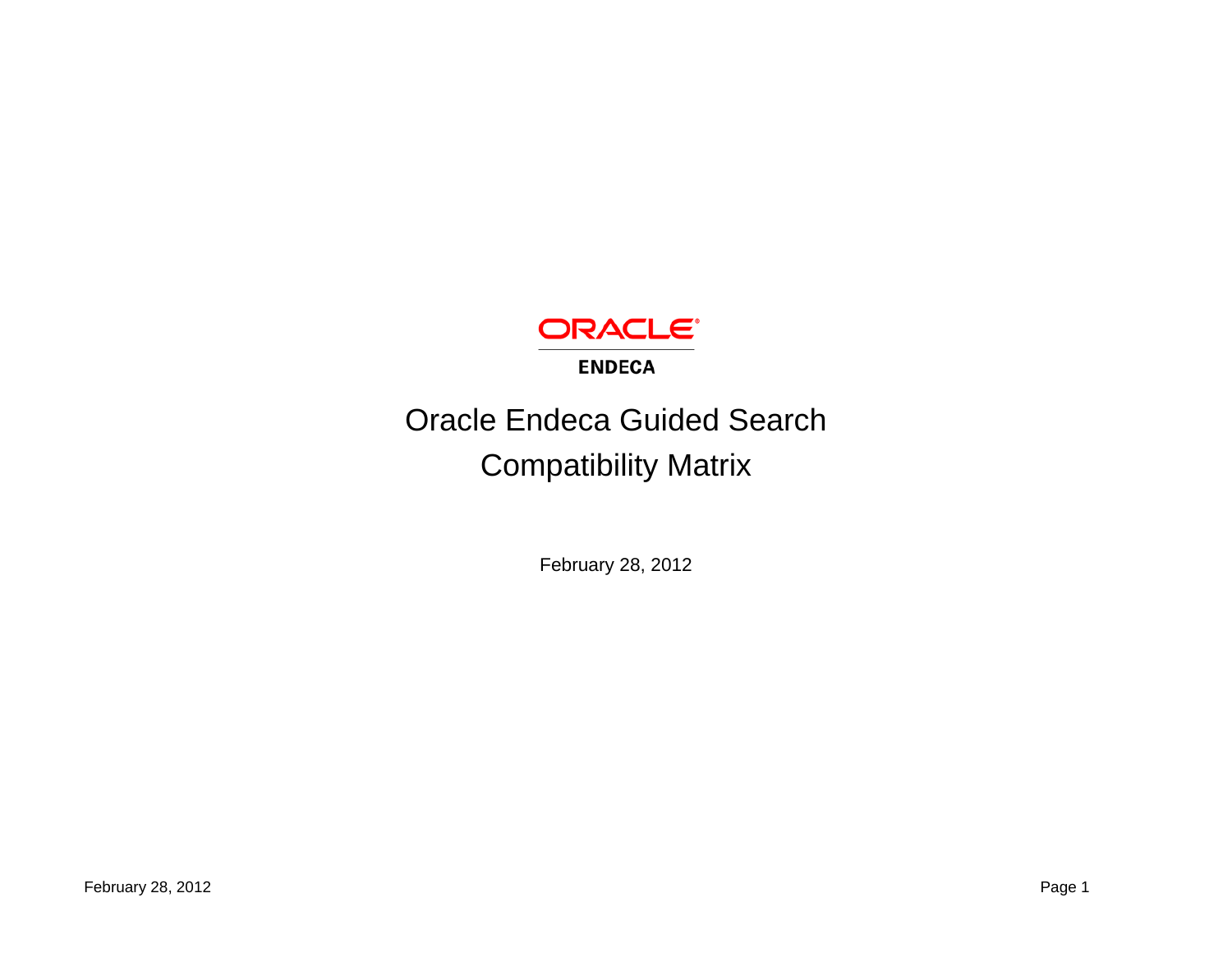ORACLE

ENDECA

# Oracle Endeca Guided Search
# Compatibility Matrix

February 28, 2012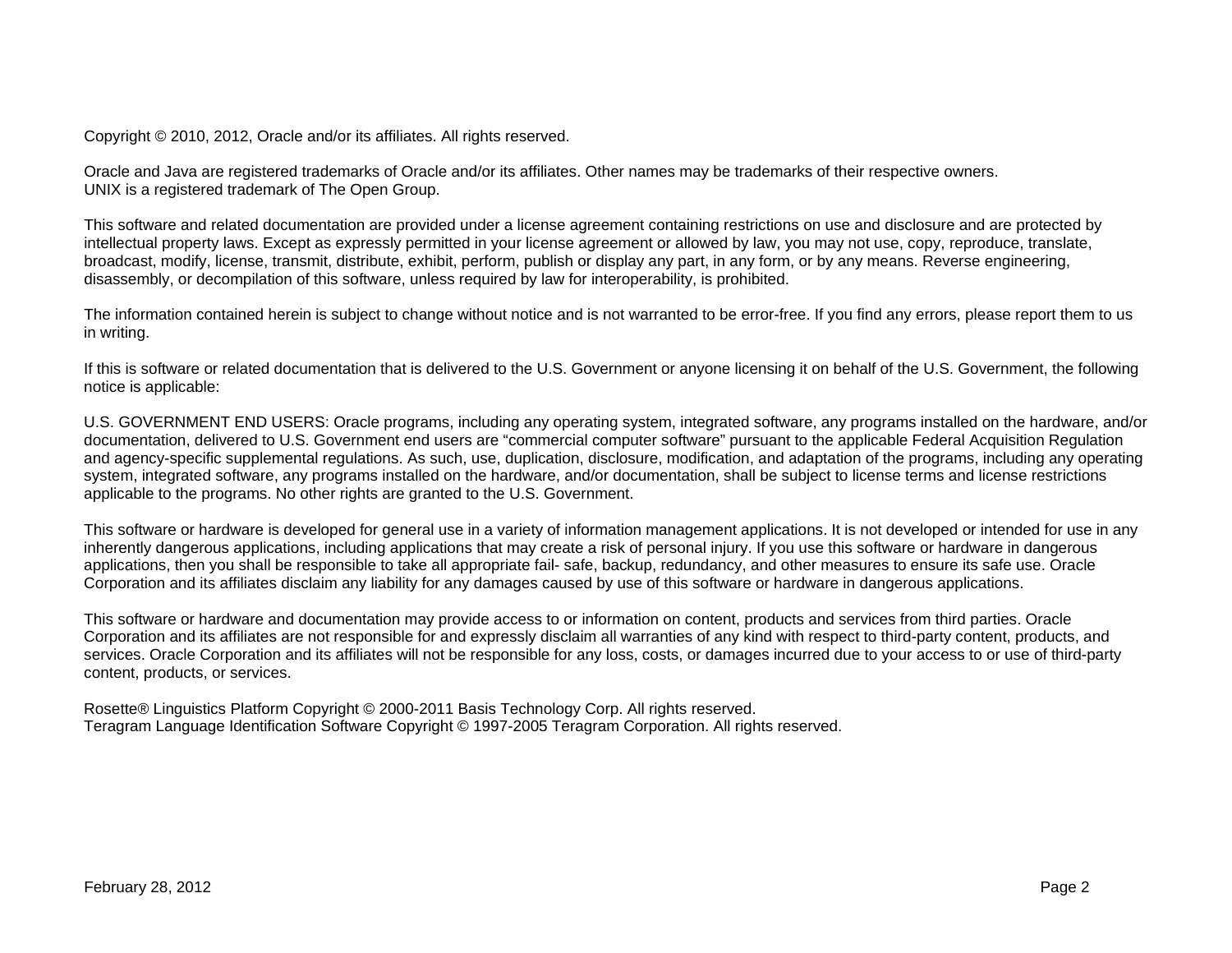Copyright © 2010, 2012, Oracle and/or its affiliates. All rights reserved.

Oracle and Java are registered trademarks of Oracle and/or its affiliates. Other names may be trademarks of their respective owners.
UNIX is a registered trademark of The Open Group.

This software and related documentation are provided under a license agreement containing restrictions on use and disclosure and are protected by intellectual property laws. Except as expressly permitted in your license agreement or allowed by law, you may not use, copy, reproduce, translate, broadcast, modify, license, transmit, distribute, exhibit, perform, publish or display any part, in any form, or by any means. Reverse engineering, disassembly, or decompilation of this software, unless required by law for interoperability, is prohibited.

The information contained herein is subject to change without notice and is not warranted to be error-free. If you find any errors, please report them to us in writing.

If this is software or related documentation that is delivered to the U.S. Government or anyone licensing it on behalf of the U.S. Government, the following notice is applicable:

U.S. GOVERNMENT END USERS: Oracle programs, including any operating system, integrated software, any programs installed on the hardware, and/or documentation, delivered to U.S. Government end users are "commercial computer software" pursuant to the applicable Federal Acquisition Regulation and agency-specific supplemental regulations. As such, use, duplication, disclosure, modification, and adaptation of the programs, including any operating system, integrated software, any programs installed on the hardware, and/or documentation, shall be subject to license terms and license restrictions applicable to the programs. No other rights are granted to the U.S. Government.

This software or hardware is developed for general use in a variety of information management applications. It is not developed or intended for use in any inherently dangerous applications, including applications that may create a risk of personal injury. If you use this software or hardware in dangerous applications, then you shall be responsible to take all appropriate fail- safe, backup, redundancy, and other measures to ensure its safe use. Oracle Corporation and its affiliates disclaim any liability for any damages caused by use of this software or hardware in dangerous applications.

This software or hardware and documentation may provide access to or information on content, products and services from third parties. Oracle Corporation and its affiliates are not responsible for and expressly disclaim all warranties of any kind with respect to third-party content, products, and services. Oracle Corporation and its affiliates will not be responsible for any loss, costs, or damages incurred due to your access to or use of third-party content, products, or services.

Rosette® Linguistics Platform Copyright © 2000-2011 Basis Technology Corp. All rights reserved.
Teragram Language Identification Software Copyright © 1997-2005 Teragram Corporation. All rights reserved.

February 28, 2012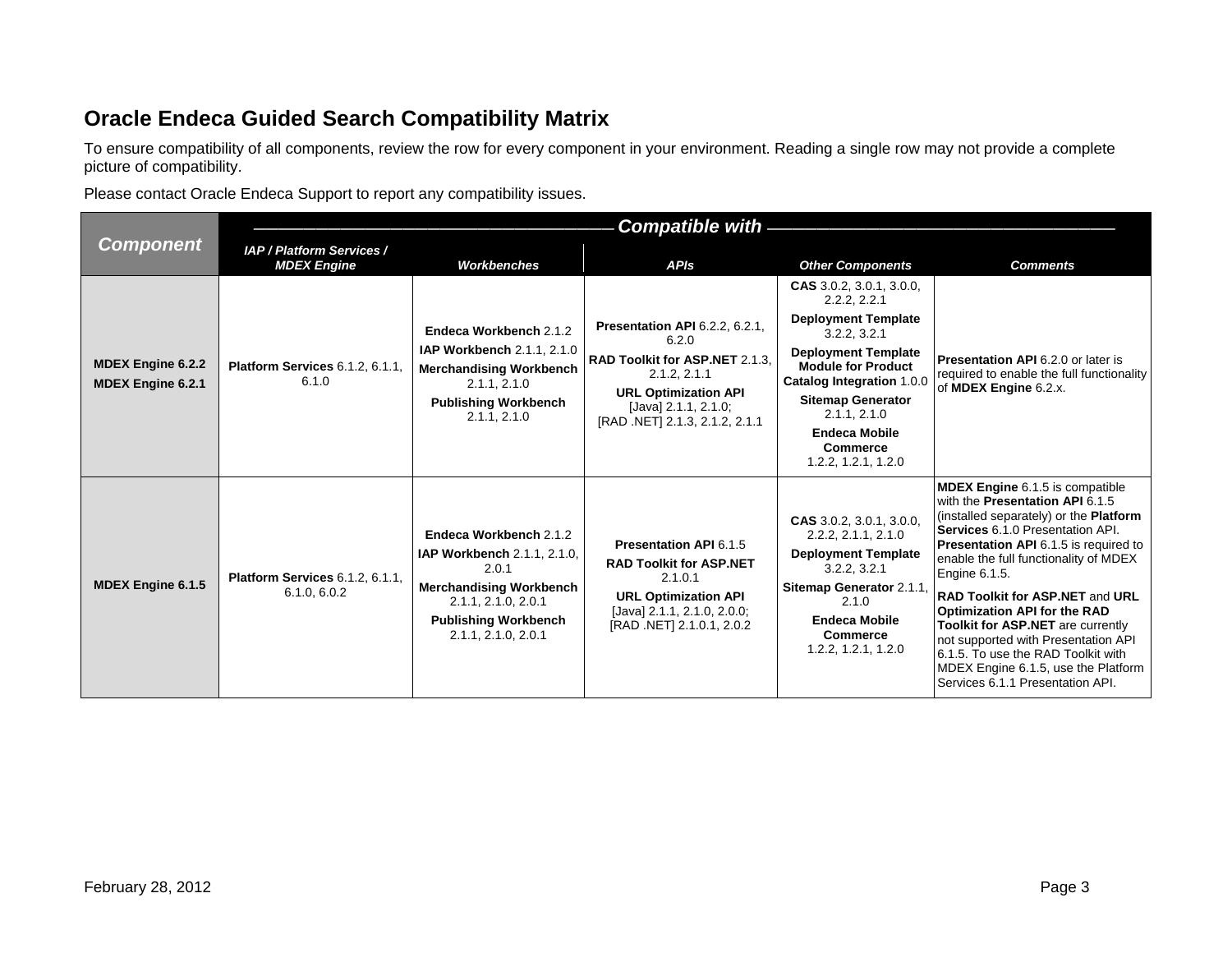## Oracle Endeca Guided Search Compatibility Matrix

To ensure compatibility of all components, review the row for every component in your environment. Reading a single row may not provide a complete picture of compatibility.

Please contact Oracle Endeca Support to report any compatibility issues.

| Component | Compatible with | | | | |
|---|---|---|---|---|---|
| | ***IAP / Platform Services / MDEX Engine*** | ***Workbenches*** | ***APIs*** | ***Other Components*** | ***Comments*** |
| **MDEX Engine 6.2.2**<br>**MDEX Engine 6.2.1** | **Platform Services** 6.1.2, 6.1.1, 6.1.0 | **Endeca Workbench** 2.1.2<br>**IAP Workbench** 2.1.1, 2.1.0<br>**Merchandising Workbench** 2.1.1, 2.1.0<br>**Publishing Workbench** 2.1.1, 2.1.0 | **Presentation API** 6.2.2, 6.2.1, 6.2.0<br>**RAD Toolkit for ASP.NET** 2.1.3, 2.1.2, 2.1.1<br>**URL Optimization API** [Java] 2.1.1, 2.1.0; [RAD .NET] 2.1.3, 2.1.2, 2.1.1 | **CAS** 3.0.2, 3.0.1, 3.0.0, 2.2.2, 2.2.1<br>**Deployment Template** 3.2.2, 3.2.1<br>**Deployment Template Module for Product Catalog Integration** 1.0.0<br>**Sitemap Generator** 2.1.1, 2.1.0<br>**Endeca Mobile Commerce** 1.2.2, 1.2.1, 1.2.0 | **Presentation API** 6.2.0 or later is required to enable the full functionality of **MDEX Engine** 6.2.x. |
| **MDEX Engine 6.1.5** | **Platform Services** 6.1.2, 6.1.1, 6.1.0, 6.0.2 | **Endeca Workbench** 2.1.2<br>**IAP Workbench** 2.1.1, 2.1.0, 2.0.1<br>**Merchandising Workbench** 2.1.1, 2.1.0, 2.0.1<br>**Publishing Workbench** 2.1.1, 2.1.0, 2.0.1 | **Presentation API** 6.1.5<br>**RAD Toolkit for ASP.NET** 2.1.0.1<br>**URL Optimization API** [Java] 2.1.1, 2.1.0, 2.0.0; [RAD .NET] 2.1.0.1, 2.0.2 | **CAS** 3.0.2, 3.0.1, 3.0.0, 2.2.2, 2.1.1, 2.1.0<br>**Deployment Template** 3.2.2, 3.2.1<br>**Sitemap Generator** 2.1.1, 2.1.0<br>**Endeca Mobile Commerce** 1.2.2, 1.2.1, 1.2.0 | **MDEX Engine** 6.1.5 is compatible with the **Presentation API** 6.1.5 (installed separately) or the **Platform Services** 6.1.0 Presentation API. **Presentation API** 6.1.5 is required to enable the full functionality of MDEX Engine 6.1.5.<br>**RAD Toolkit for ASP.NET** and **URL Optimization API for the RAD Toolkit for ASP.NET** are currently not supported with Presentation API 6.1.5. To use the RAD Toolkit with MDEX Engine 6.1.5, use the Platform Services 6.1.1 Presentation API. |

February 28, 2012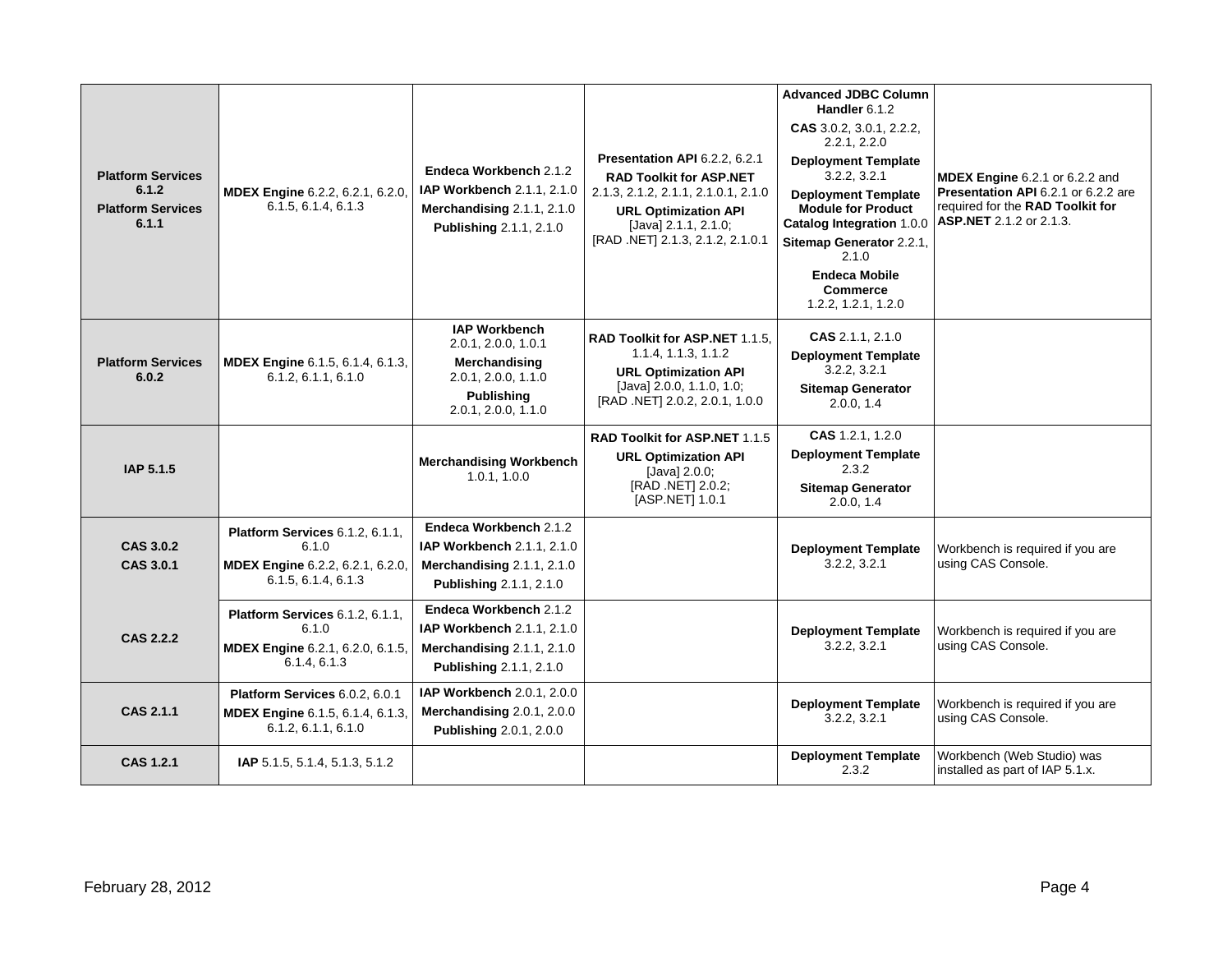| | | | | | |
|---|---|---|---|---|---|
| **Platform Services 6.1.2** **Platform Services 6.1.1** | **MDEX Engine** 6.2.2, 6.2.1, 6.2.0, 6.1.5, 6.1.4, 6.1.3 | **Endeca Workbench** 2.1.2 **IAP Workbench** 2.1.1, 2.1.0 **Merchandising** 2.1.1, 2.1.0 **Publishing** 2.1.1, 2.1.0 | **Presentation API** 6.2.2, 6.2.1 **RAD Toolkit for ASP.NET** 2.1.3, 2.1.2, 2.1.1, 2.1.0.1, 2.1.0 **URL Optimization API** [Java] 2.1.1, 2.1.0; [RAD .NET] 2.1.3, 2.1.2, 2.1.0.1 | **Advanced JDBC Column Handler** 6.1.2 **CAS** 3.0.2, 3.0.1, 2.2.2, 2.2.1, 2.2.0 **Deployment Template** 3.2.2, 3.2.1 **Deployment Template Module for Product Catalog Integration** 1.0.0 **Sitemap Generator** 2.2.1, 2.1.0 **Endeca Mobile Commerce** 1.2.2, 1.2.1, 1.2.0 | **MDEX Engine** 6.2.1 or 6.2.2 and **Presentation API** 6.2.1 or 6.2.2 are required for the **RAD Toolkit for ASP.NET** 2.1.2 or 2.1.3. |
| **Platform Services 6.0.2** | **MDEX Engine** 6.1.5, 6.1.4, 6.1.3, 6.1.2, 6.1.1, 6.1.0 | **IAP Workbench** 2.0.1, 2.0.0, 1.0.1 **Merchandising** 2.0.1, 2.0.0, 1.1.0 **Publishing** 2.0.1, 2.0.0, 1.1.0 | **RAD Toolkit for ASP.NET** 1.1.5, 1.1.4, 1.1.3, 1.1.2 **URL Optimization API** [Java] 2.0.0, 1.1.0, 1.0; [RAD .NET] 2.0.2, 2.0.1, 1.0.0 | **CAS** 2.1.1, 2.1.0 **Deployment Template** 3.2.2, 3.2.1 **Sitemap Generator** 2.0.0, 1.4 | |
| **IAP 5.1.5** | | **Merchandising Workbench** 1.0.1, 1.0.0 | **RAD Toolkit for ASP.NET** 1.1.5 **URL Optimization API** [Java] 2.0.0; [RAD .NET] 2.0.2; [ASP.NET] 1.0.1 | **CAS** 1.2.1, 1.2.0 **Deployment Template** 2.3.2 **Sitemap Generator** 2.0.0, 1.4 | |
| **CAS 3.0.2** **CAS 3.0.1** | **Platform Services** 6.1.2, 6.1.1, 6.1.0 **MDEX Engine** 6.2.2, 6.2.1, 6.2.0, 6.1.5, 6.1.4, 6.1.3 | **Endeca Workbench** 2.1.2 **IAP Workbench** 2.1.1, 2.1.0 **Merchandising** 2.1.1, 2.1.0 **Publishing** 2.1.1, 2.1.0 | | **Deployment Template** 3.2.2, 3.2.1 | Workbench is required if you are using CAS Console. |
| **CAS 2.2.2** | **Platform Services** 6.1.2, 6.1.1, 6.1.0 **MDEX Engine** 6.2.1, 6.2.0, 6.1.5, 6.1.4, 6.1.3 | **Endeca Workbench** 2.1.2 **IAP Workbench** 2.1.1, 2.1.0 **Merchandising** 2.1.1, 2.1.0 **Publishing** 2.1.1, 2.1.0 | | **Deployment Template** 3.2.2, 3.2.1 | Workbench is required if you are using CAS Console. |
| **CAS 2.1.1** | **Platform Services** 6.0.2, 6.0.1 **MDEX Engine** 6.1.5, 6.1.4, 6.1.3, 6.1.2, 6.1.1, 6.1.0 | **IAP Workbench** 2.0.1, 2.0.0 **Merchandising** 2.0.1, 2.0.0 **Publishing** 2.0.1, 2.0.0 | | **Deployment Template** 3.2.2, 3.2.1 | Workbench is required if you are using CAS Console. |
| **CAS 1.2.1** | **IAP** 5.1.5, 5.1.4, 5.1.3, 5.1.2 | | | **Deployment Template** 2.3.2 | Workbench (Web Studio) was installed as part of IAP 5.1.x. |

February 28, 2012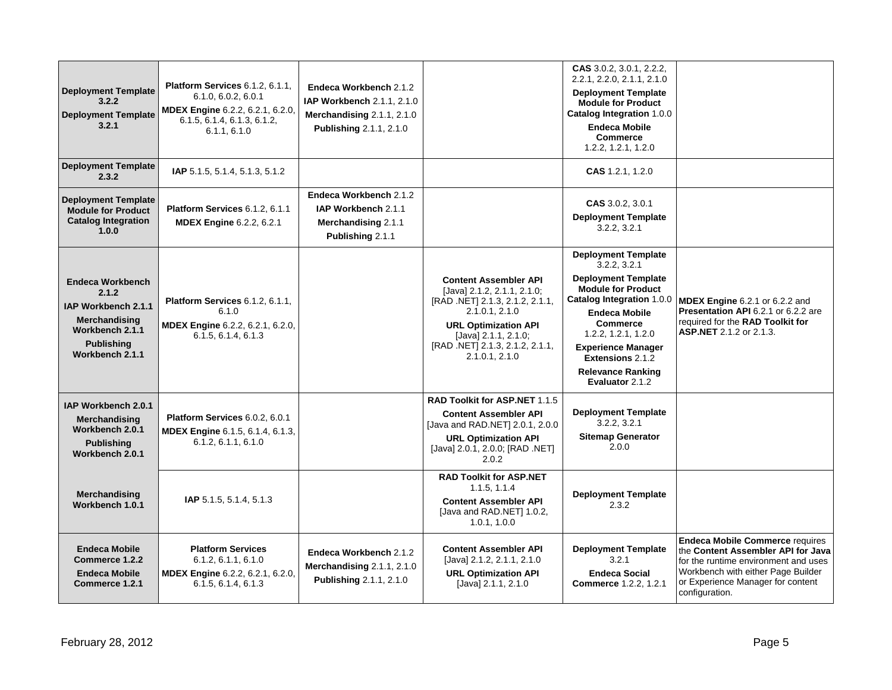| | | | | | |
|---|---|---|---|---|---|
| **Deployment Template 3.2.2**<br>**Deployment Template 3.2.1** | **Platform Services** 6.1.2, 6.1.1, 6.1.0, 6.0.2, 6.0.1<br>**MDEX Engine** 6.2.2, 6.2.1, 6.2.0, 6.1.5, 6.1.4, 6.1.3, 6.1.2, 6.1.1, 6.1.0 | **Endeca Workbench** 2.1.2<br>**IAP Workbench** 2.1.1, 2.1.0<br>**Merchandising** 2.1.1, 2.1.0<br>**Publishing** 2.1.1, 2.1.0 | | **CAS** 3.0.2, 3.0.1, 2.2.2, 2.2.1, 2.2.0, 2.1.1, 2.1.0<br>**Deployment Template Module for Product Catalog Integration** 1.0.0<br>**Endeca Mobile Commerce** 1.2.2, 1.2.1, 1.2.0 | |
| **Deployment Template 2.3.2** | **IAP** 5.1.5, 5.1.4, 5.1.3, 5.1.2 | | | **CAS** 1.2.1, 1.2.0 | |
| **Deployment Template Module for Product Catalog Integration 1.0.0** | **Platform Services** 6.1.2, 6.1.1<br>**MDEX Engine** 6.2.2, 6.2.1 | **Endeca Workbench** 2.1.2<br>**IAP Workbench** 2.1.1<br>**Merchandising** 2.1.1<br>**Publishing** 2.1.1 | | **CAS** 3.0.2, 3.0.1<br>**Deployment Template** 3.2.2, 3.2.1 | |
| **Endeca Workbench 2.1.2**<br>**IAP Workbench 2.1.1**<br>**Merchandising Workbench 2.1.1**<br>**Publishing Workbench 2.1.1** | **Platform Services** 6.1.2, 6.1.1, 6.1.0<br>**MDEX Engine** 6.2.2, 6.2.1, 6.2.0, 6.1.5, 6.1.4, 6.1.3 | | **Content Assembler API** [Java] 2.1.2, 2.1.1, 2.1.0; [RAD .NET] 2.1.3, 2.1.2, 2.1.1, 2.1.0.1, 2.1.0<br>**URL Optimization API** [Java] 2.1.1, 2.1.0; [RAD .NET] 2.1.3, 2.1.2, 2.1.1, 2.1.0.1, 2.1.0 | **Deployment Template** 3.2.2, 3.2.1<br>**Deployment Template Module for Product Catalog Integration** 1.0.0<br>**Endeca Mobile Commerce** 1.2.2, 1.2.1, 1.2.0<br>**Experience Manager Extensions** 2.1.2<br>**Relevance Ranking Evaluator** 2.1.2 | **MDEX Engine** 6.2.1 or 6.2.2 and **Presentation API** 6.2.1 or 6.2.2 are required for the **RAD Toolkit for ASP.NET** 2.1.2 or 2.1.3. |
| **IAP Workbench 2.0.1**<br>**Merchandising Workbench 2.0.1**<br>**Publishing Workbench 2.0.1** | **Platform Services** 6.0.2, 6.0.1<br>**MDEX Engine** 6.1.5, 6.1.4, 6.1.3, 6.1.2, 6.1.1, 6.1.0 | | **RAD Toolkit for ASP.NET** 1.1.5<br>**Content Assembler API** [Java and RAD.NET] 2.0.1, 2.0.0<br>**URL Optimization API** [Java] 2.0.1, 2.0.0; [RAD .NET] 2.0.2 | **Deployment Template** 3.2.2, 3.2.1<br>**Sitemap Generator** 2.0.0 | |
| **Merchandising Workbench 1.0.1** | **IAP** 5.1.5, 5.1.4, 5.1.3 | | **RAD Toolkit for ASP.NET** 1.1.5, 1.1.4<br>**Content Assembler API** [Java and RAD.NET] 1.0.2, 1.0.1, 1.0.0 | **Deployment Template** 2.3.2 | |
| **Endeca Mobile Commerce 1.2.2**<br>**Endeca Mobile Commerce 1.2.1** | **Platform Services** 6.1.2, 6.1.1, 6.1.0<br>**MDEX Engine** 6.2.2, 6.2.1, 6.2.0, 6.1.5, 6.1.4, 6.1.3 | **Endeca Workbench** 2.1.2<br>**Merchandising** 2.1.1, 2.1.0<br>**Publishing** 2.1.1, 2.1.0 | **Content Assembler API** [Java] 2.1.2, 2.1.1, 2.1.0<br>**URL Optimization API** [Java] 2.1.1, 2.1.0 | **Deployment Template** 3.2.1<br>**Endeca Social Commerce** 1.2.2, 1.2.1 | **Endeca Mobile Commerce** requires the **Content Assembler API for Java** for the runtime environment and uses Workbench with either Page Builder or Experience Manager for content configuration. |

February 28, 2012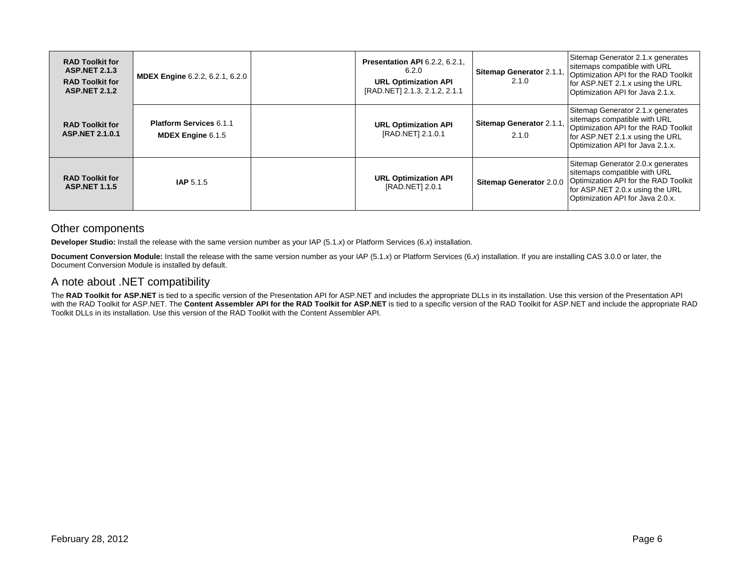| | | | | | |
|---|---|---|---|---|---|
| **RAD Toolkit for ASP.NET 2.1.3** **RAD Toolkit for ASP.NET 2.1.2** | **MDEX Engine** 6.2.2, 6.2.1, 6.2.0 | | **Presentation API** 6.2.2, 6.2.1, 6.2.0 **URL Optimization API** [RAD.NET] 2.1.3, 2.1.2, 2.1.1 | **Sitemap Generator** 2.1.1, 2.1.0 | Sitemap Generator 2.1.x generates sitemaps compatible with URL Optimization API for the RAD Toolkit for ASP.NET 2.1.x using the URL Optimization API for Java 2.1.x. |
| **RAD Toolkit for ASP.NET 2.1.0.1** | **Platform Services** 6.1.1 **MDEX Engine** 6.1.5 | | **URL Optimization API** [RAD.NET] 2.1.0.1 | **Sitemap Generator** 2.1.1, 2.1.0 | Sitemap Generator 2.1.x generates sitemaps compatible with URL Optimization API for the RAD Toolkit for ASP.NET 2.1.x using the URL Optimization API for Java 2.1.x. |
| **RAD Toolkit for ASP.NET 1.1.5** | **IAP** 5.1.5 | | **URL Optimization API** [RAD.NET] 2.0.1 | **Sitemap Generator** 2.0.0 | Sitemap Generator 2.0.x generates sitemaps compatible with URL Optimization API for the RAD Toolkit for ASP.NET 2.0.x using the URL Optimization API for Java 2.0.x. |

## Other components

**Developer Studio:** Install the release with the same version number as your IAP (5.1.*x*) or Platform Services (6.*x*) installation.

**Document Conversion Module:** Install the release with the same version number as your IAP (5.1.*x*) or Platform Services (6.*x*) installation. If you are installing CAS 3.0.0 or later, the Document Conversion Module is installed by default.

## A note about .NET compatibility

The **RAD Toolkit for ASP.NET** is tied to a specific version of the Presentation API for ASP.NET and includes the appropriate DLLs in its installation. Use this version of the Presentation API with the RAD Toolkit for ASP.NET. The **Content Assembler API for the RAD Toolkit for ASP.NET** is tied to a specific version of the RAD Toolkit for ASP.NET and include the appropriate RAD Toolkit DLLs in its installation. Use this version of the RAD Toolkit with the Content Assembler API.

February 28, 2012